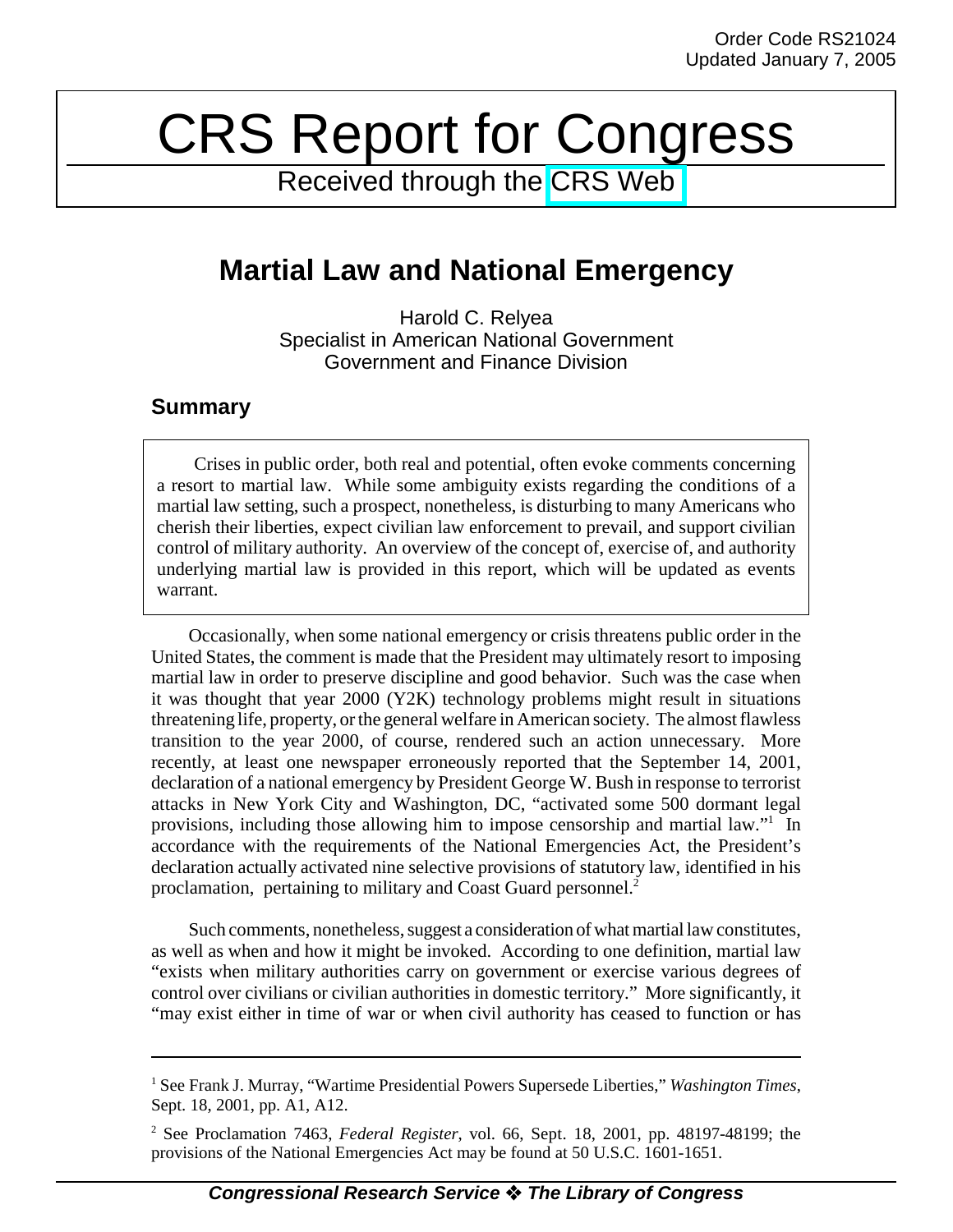Order Code RS21024
Updated January 7, 2005

# CRS Report for Congress

Received through the CRS Web

## Martial Law and National Emergency

Harold C. Relyea
Specialist in American National Government
Government and Finance Division

### Summary

Crises in public order, both real and potential, often evoke comments concerning a resort to martial law. While some ambiguity exists regarding the conditions of a martial law setting, such a prospect, nonetheless, is disturbing to many Americans who cherish their liberties, expect civilian law enforcement to prevail, and support civilian control of military authority. An overview of the concept of, exercise of, and authority underlying martial law is provided in this report, which will be updated as events warrant.

Occasionally, when some national emergency or crisis threatens public order in the United States, the comment is made that the President may ultimately resort to imposing martial law in order to preserve discipline and good behavior. Such was the case when it was thought that year 2000 (Y2K) technology problems might result in situations threatening life, property, or the general welfare in American society. The almost flawless transition to the year 2000, of course, rendered such an action unnecessary. More recently, at least one newspaper erroneously reported that the September 14, 2001, declaration of a national emergency by President George W. Bush in response to terrorist attacks in New York City and Washington, DC, "activated some 500 dormant legal provisions, including those allowing him to impose censorship and martial law."[1] In accordance with the requirements of the National Emergencies Act, the President's declaration actually activated nine selective provisions of statutory law, identified in his proclamation, pertaining to military and Coast Guard personnel.[2]

Such comments, nonetheless, suggest a consideration of what martial law constitutes, as well as when and how it might be invoked. According to one definition, martial law "exists when military authorities carry on government or exercise various degrees of control over civilians or civilian authorities in domestic territory." More significantly, it "may exist either in time of war or when civil authority has ceased to function or has

---

[1] See Frank J. Murray, "Wartime Presidential Powers Supersede Liberties," *Washington Times*, Sept. 18, 2001, pp. A1, A12.

[2] See Proclamation 7463, *Federal Register*, vol. 66, Sept. 18, 2001, pp. 48197-48199; the provisions of the National Emergencies Act may be found at 50 U.S.C. 1601-1651.

***Congressional Research Service ❖ The Library of Congress***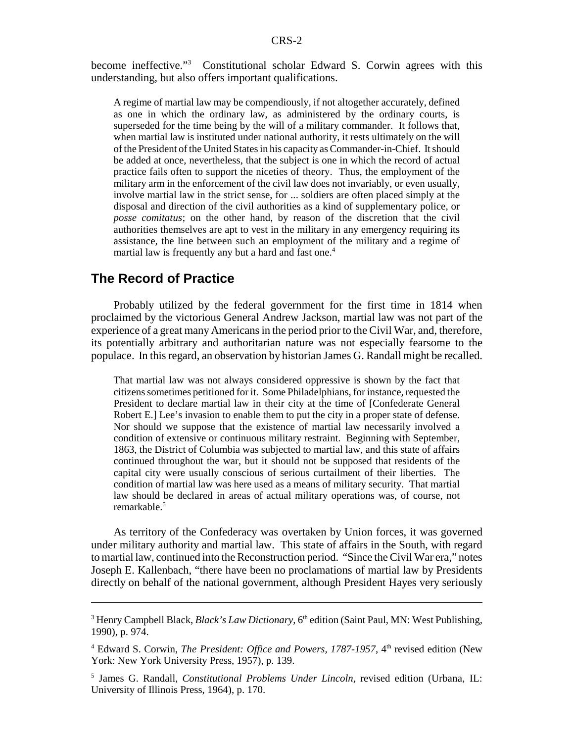become ineffective."[3] Constitutional scholar Edward S. Corwin agrees with this understanding, but also offers important qualifications.

> A regime of martial law may be compendiously, if not altogether accurately, defined as one in which the ordinary law, as administered by the ordinary courts, is superseded for the time being by the will of a military commander. It follows that, when martial law is instituted under national authority, it rests ultimately on the will of the President of the United States in his capacity as Commander-in-Chief. It should be added at once, nevertheless, that the subject is one in which the record of actual practice fails often to support the niceties of theory. Thus, the employment of the military arm in the enforcement of the civil law does not invariably, or even usually, involve martial law in the strict sense, for ... soldiers are often placed simply at the disposal and direction of the civil authorities as a kind of supplementary police, or *posse comitatus*; on the other hand, by reason of the discretion that the civil authorities themselves are apt to vest in the military in any emergency requiring its assistance, the line between such an employment of the military and a regime of martial law is frequently any but a hard and fast one.[4]

## The Record of Practice

Probably utilized by the federal government for the first time in 1814 when proclaimed by the victorious General Andrew Jackson, martial law was not part of the experience of a great many Americans in the period prior to the Civil War, and, therefore, its potentially arbitrary and authoritarian nature was not especially fearsome to the populace. In this regard, an observation by historian James G. Randall might be recalled.

> That martial law was not always considered oppressive is shown by the fact that citizens sometimes petitioned for it. Some Philadelphians, for instance, requested the President to declare martial law in their city at the time of [Confederate General Robert E.] Lee's invasion to enable them to put the city in a proper state of defense. Nor should we suppose that the existence of martial law necessarily involved a condition of extensive or continuous military restraint. Beginning with September, 1863, the District of Columbia was subjected to martial law, and this state of affairs continued throughout the war, but it should not be supposed that residents of the capital city were usually conscious of serious curtailment of their liberties. The condition of martial law was here used as a means of military security. That martial law should be declared in areas of actual military operations was, of course, not remarkable.[5]

As territory of the Confederacy was overtaken by Union forces, it was governed under military authority and martial law. This state of affairs in the South, with regard to martial law, continued into the Reconstruction period. "Since the Civil War era," notes Joseph E. Kallenbach, "there have been no proclamations of martial law by Presidents directly on behalf of the national government, although President Hayes very seriously

---

[3] Henry Campbell Black, *Black's Law Dictionary*, 6th edition (Saint Paul, MN: West Publishing, 1990), p. 974.

[4] Edward S. Corwin, *The President: Office and Powers, 1787-1957*, 4th revised edition (New York: New York University Press, 1957), p. 139.

[5] James G. Randall, *Constitutional Problems Under Lincoln*, revised edition (Urbana, IL: University of Illinois Press, 1964), p. 170.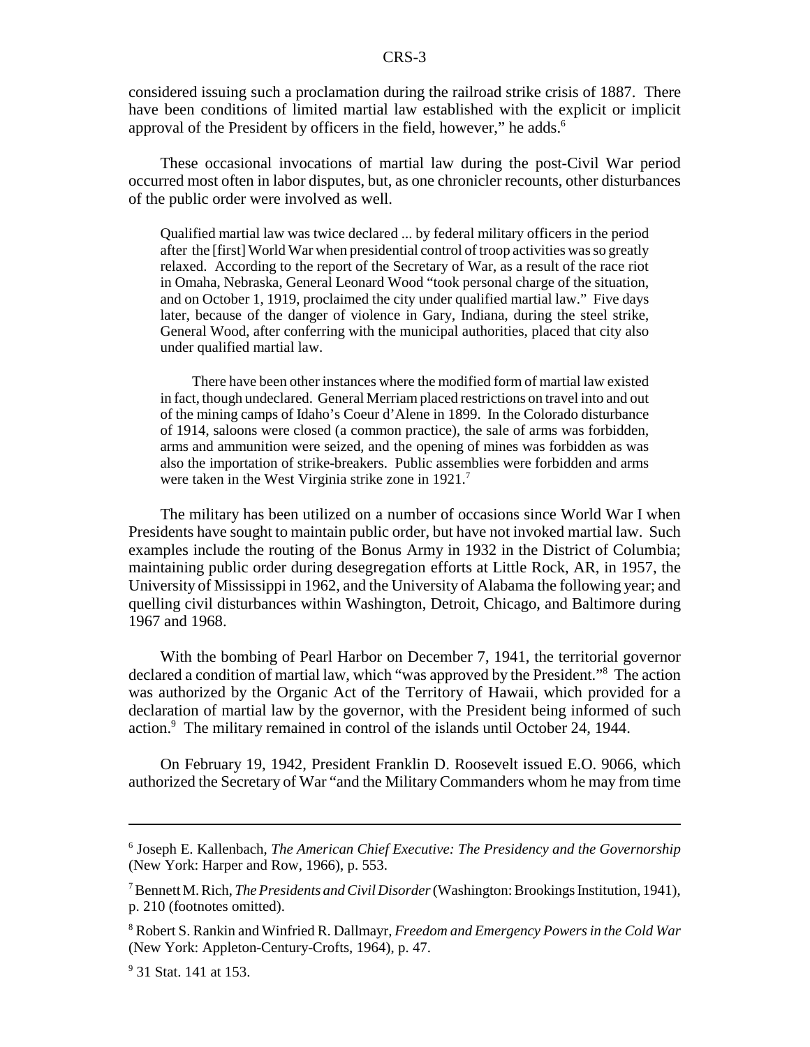considered issuing such a proclamation during the railroad strike crisis of 1887. There have been conditions of limited martial law established with the explicit or implicit approval of the President by officers in the field, however," he adds.[6]

These occasional invocations of martial law during the post-Civil War period occurred most often in labor disputes, but, as one chronicler recounts, other disturbances of the public order were involved as well.

> Qualified martial law was twice declared ... by federal military officers in the period after the [first] World War when presidential control of troop activities was so greatly relaxed. According to the report of the Secretary of War, as a result of the race riot in Omaha, Nebraska, General Leonard Wood "took personal charge of the situation, and on October 1, 1919, proclaimed the city under qualified martial law." Five days later, because of the danger of violence in Gary, Indiana, during the steel strike, General Wood, after conferring with the municipal authorities, placed that city also under qualified martial law.
>
> There have been other instances where the modified form of martial law existed in fact, though undeclared. General Merriam placed restrictions on travel into and out of the mining camps of Idaho's Coeur d'Alene in 1899. In the Colorado disturbance of 1914, saloons were closed (a common practice), the sale of arms was forbidden, arms and ammunition were seized, and the opening of mines was forbidden as was also the importation of strike-breakers. Public assemblies were forbidden and arms were taken in the West Virginia strike zone in 1921.[7]

The military has been utilized on a number of occasions since World War I when Presidents have sought to maintain public order, but have not invoked martial law. Such examples include the routing of the Bonus Army in 1932 in the District of Columbia; maintaining public order during desegregation efforts at Little Rock, AR, in 1957, the University of Mississippi in 1962, and the University of Alabama the following year; and quelling civil disturbances within Washington, Detroit, Chicago, and Baltimore during 1967 and 1968.

With the bombing of Pearl Harbor on December 7, 1941, the territorial governor declared a condition of martial law, which "was approved by the President."[8] The action was authorized by the Organic Act of the Territory of Hawaii, which provided for a declaration of martial law by the governor, with the President being informed of such action.[9] The military remained in control of the islands until October 24, 1944.

On February 19, 1942, President Franklin D. Roosevelt issued E.O. 9066, which authorized the Secretary of War "and the Military Commanders whom he may from time

---

[6] Joseph E. Kallenbach, *The American Chief Executive: The Presidency and the Governorship* (New York: Harper and Row, 1966), p. 553.

[7] Bennett M. Rich, *The Presidents and Civil Disorder* (Washington: Brookings Institution, 1941), p. 210 (footnotes omitted).

[8] Robert S. Rankin and Winfried R. Dallmayr, *Freedom and Emergency Powers in the Cold War* (New York: Appleton-Century-Crofts, 1964), p. 47.

[9] 31 Stat. 141 at 153.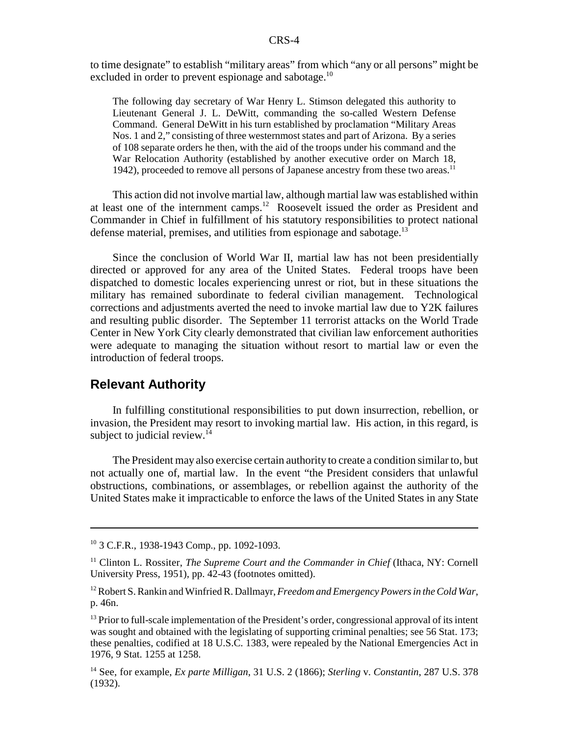to time designate" to establish "military areas" from which "any or all persons" might be excluded in order to prevent espionage and sabotage.[10]

> The following day secretary of War Henry L. Stimson delegated this authority to Lieutenant General J. L. DeWitt, commanding the so-called Western Defense Command. General DeWitt in his turn established by proclamation "Military Areas Nos. 1 and 2," consisting of three westernmost states and part of Arizona. By a series of 108 separate orders he then, with the aid of the troops under his command and the War Relocation Authority (established by another executive order on March 18, 1942), proceeded to remove all persons of Japanese ancestry from these two areas.[11]

This action did not involve martial law, although martial law was established within at least one of the internment camps.[12] Roosevelt issued the order as President and Commander in Chief in fulfillment of his statutory responsibilities to protect national defense material, premises, and utilities from espionage and sabotage.[13]

Since the conclusion of World War II, martial law has not been presidentially directed or approved for any area of the United States. Federal troops have been dispatched to domestic locales experiencing unrest or riot, but in these situations the military has remained subordinate to federal civilian management. Technological corrections and adjustments averted the need to invoke martial law due to Y2K failures and resulting public disorder. The September 11 terrorist attacks on the World Trade Center in New York City clearly demonstrated that civilian law enforcement authorities were adequate to managing the situation without resort to martial law or even the introduction of federal troops.

## Relevant Authority

In fulfilling constitutional responsibilities to put down insurrection, rebellion, or invasion, the President may resort to invoking martial law. His action, in this regard, is subject to judicial review.[14]

The President may also exercise certain authority to create a condition similar to, but not actually one of, martial law. In the event "the President considers that unlawful obstructions, combinations, or assemblages, or rebellion against the authority of the United States make it impracticable to enforce the laws of the United States in any State

---

[10] 3 C.F.R., 1938-1943 Comp., pp. 1092-1093.

[11] Clinton L. Rossiter, *The Supreme Court and the Commander in Chief* (Ithaca, NY: Cornell University Press, 1951), pp. 42-43 (footnotes omitted).

[12] Robert S. Rankin and Winfried R. Dallmayr, *Freedom and Emergency Powers in the Cold War*, p. 46n.

[13] Prior to full-scale implementation of the President's order, congressional approval of its intent was sought and obtained with the legislating of supporting criminal penalties; see 56 Stat. 173; these penalties, codified at 18 U.S.C. 1383, were repealed by the National Emergencies Act in 1976, 9 Stat. 1255 at 1258.

[14] See, for example, *Ex parte Milligan*, 31 U.S. 2 (1866); *Sterling* v. *Constantin*, 287 U.S. 378 (1932).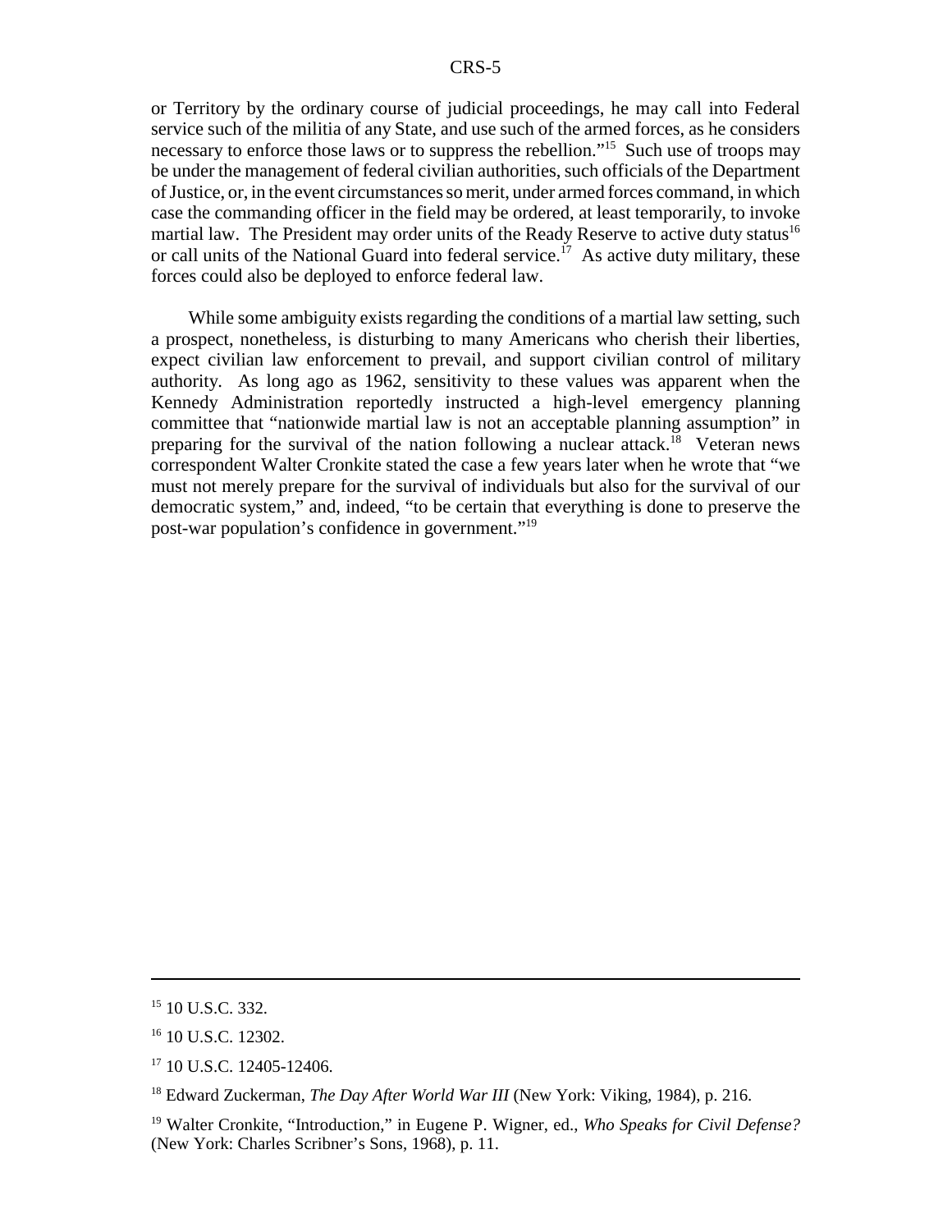or Territory by the ordinary course of judicial proceedings, he may call into Federal service such of the militia of any State, and use such of the armed forces, as he considers necessary to enforce those laws or to suppress the rebellion."[15] Such use of troops may be under the management of federal civilian authorities, such officials of the Department of Justice, or, in the event circumstances so merit, under armed forces command, in which case the commanding officer in the field may be ordered, at least temporarily, to invoke martial law. The President may order units of the Ready Reserve to active duty status[16] or call units of the National Guard into federal service.[17] As active duty military, these forces could also be deployed to enforce federal law.

While some ambiguity exists regarding the conditions of a martial law setting, such a prospect, nonetheless, is disturbing to many Americans who cherish their liberties, expect civilian law enforcement to prevail, and support civilian control of military authority. As long ago as 1962, sensitivity to these values was apparent when the Kennedy Administration reportedly instructed a high-level emergency planning committee that "nationwide martial law is not an acceptable planning assumption" in preparing for the survival of the nation following a nuclear attack.[18] Veteran news correspondent Walter Cronkite stated the case a few years later when he wrote that "we must not merely prepare for the survival of individuals but also for the survival of our democratic system," and, indeed, "to be certain that everything is done to preserve the post-war population's confidence in government."[19]

---

[15] 10 U.S.C. 332.

[16] 10 U.S.C. 12302.

[17] 10 U.S.C. 12405-12406.

[18] Edward Zuckerman, *The Day After World War III* (New York: Viking, 1984), p. 216.

[19] Walter Cronkite, "Introduction," in Eugene P. Wigner, ed., *Who Speaks for Civil Defense?* (New York: Charles Scribner's Sons, 1968), p. 11.